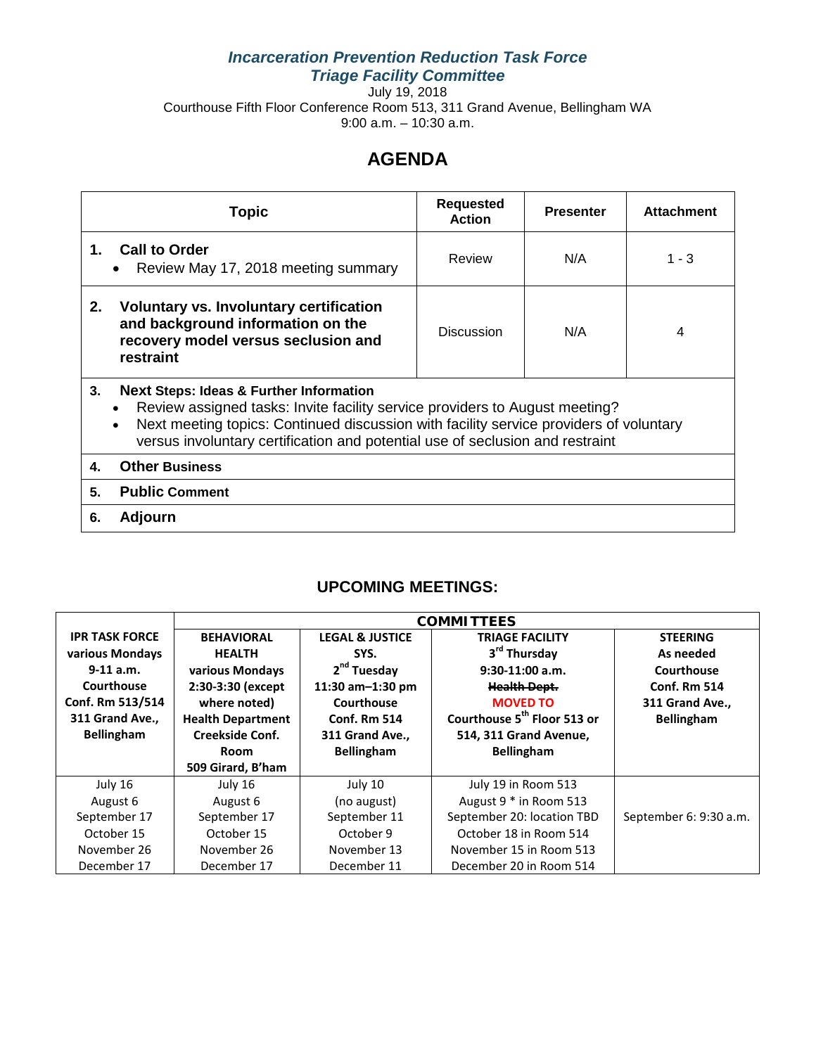# *Incarceration Prevention Reduction Task Force*
## *Triage Facility Committee*

July 19, 2018
Courthouse Fifth Floor Conference Room 513, 311 Grand Avenue, Bellingham WA
9:00 a.m. – 10:30 a.m.

## AGENDA

| Topic | Requested Action | Presenter | Attachment |
|---|---|---|---|
| **1. Call to Order**<br>• Review May 17, 2018 meeting summary | Review | N/A | 1 - 3 |
| **2. Voluntary vs. Involuntary certification and background information on the recovery model versus seclusion and restraint** | Discussion | N/A | 4 |
| **3. Next Steps: Ideas & Further Information**<br>• Review assigned tasks: Invite facility service providers to August meeting?<br>• Next meeting topics: Continued discussion with facility service providers of voluntary versus involuntary certification and potential use of seclusion and restraint | | | |
| **4. Other Business** | | | |
| **5. Public Comment** | | | |
| **6. Adjourn** | | | |

### UPCOMING MEETINGS:

| | COMMITTEES | | | |
|---|---|---|---|---|
| **IPR TASK FORCE various Mondays 9-11 a.m. Courthouse Conf. Rm 513/514 311 Grand Ave., Bellingham** | **BEHAVIORAL HEALTH various Mondays 2:30-3:30 (except where noted) Health Department Creekside Conf. Room 509 Girard, B'ham** | **LEGAL & JUSTICE SYS. 2nd Tuesday 11:30 am–1:30 pm Courthouse Conf. Rm 514 311 Grand Ave., Bellingham** | **TRIAGE FACILITY 3rd Thursday 9:30-11:00 a.m. ~~Health Dept.~~ MOVED TO Courthouse 5th Floor 513 or 514, 311 Grand Avenue, Bellingham** | **STEERING As needed Courthouse Conf. Rm 514 311 Grand Ave., Bellingham** |
| July 16<br>August 6<br>September 17<br>October 15<br>November 26<br>December 17 | July 16<br>August 6<br>September 17<br>October 15<br>November 26<br>December 17 | July 10<br>(no august)<br>September 11<br>October 9<br>November 13<br>December 11 | July 19 in Room 513<br>August 9 * in Room 513<br>September 20: location TBD<br>October 18 in Room 514<br>November 15 in Room 513<br>December 20 in Room 514 | September 6: 9:30 a.m. |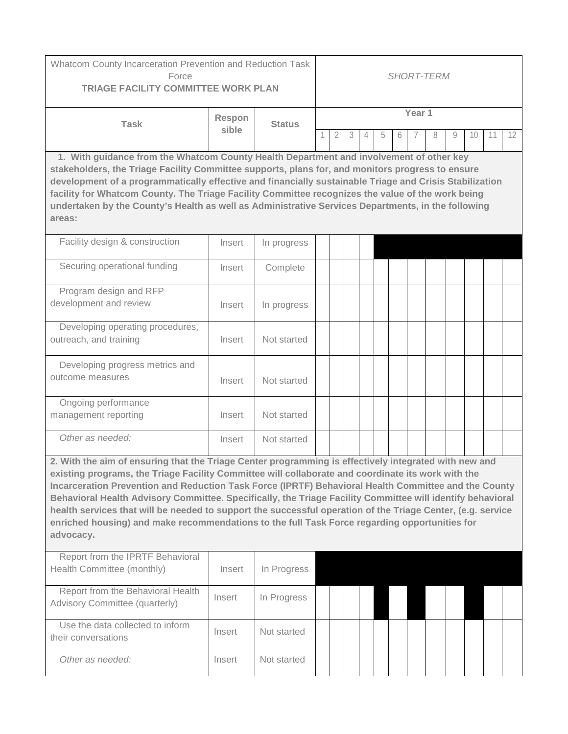| Whatcom County Incarceration Prevention and Reduction Task Force **TRIAGE FACILITY COMMITTEE WORK PLAN** | | | *SHORT-TERM* | | | | | | | | | | | |
|---|---|---|---|---|---|---|---|---|---|---|---|---|---|---|
| **Task** | **Responsible** | **Status** | **Year 1** | | | | | | | | | | | |
| | | | 1 | 2 | 3 | 4 | 5 | 6 | 7 | 8 | 9 | 10 | 11 | 12 |
| **1. With guidance from the Whatcom County Health Department and involvement of other key stakeholders, the Triage Facility Committee supports, plans for, and monitors progress to ensure development of a programmatically effective and financially sustainable Triage and Crisis Stabilization facility for Whatcom County. The Triage Facility Committee recognizes the value of the work being undertaken by the County's Health as well as Administrative Services Departments, in the following areas:** | | | | | | | | | | | | | | |
| Facility design & construction | Insert | In progress | | | | | ■ | ■ | ■ | ■ | ■ | ■ | ■ | ■ |
| Securing operational funding | Insert | Complete | | | | | | | | | | | | |
| Program design and RFP development and review | Insert | In progress | | | | | | | | | | | | |
| Developing operating procedures, outreach, and training | Insert | Not started | | | | | | | | | | | | |
| Developing progress metrics and outcome measures | Insert | Not started | | | | | | | | | | | | |
| Ongoing performance management reporting | Insert | Not started | | | | | | | | | | | | |
| *Other as needed:* | Insert | Not started | | | | | | | | | | | | |
| **2. With the aim of ensuring that the Triage Center programming is effectively integrated with new and existing programs, the Triage Facility Committee will collaborate and coordinate its work with the Incarceration Prevention and Reduction Task Force (IPRTF) Behavioral Health Committee and the County Behavioral Health Advisory Committee. Specifically, the Triage Facility Committee will identify behavioral health services that will be needed to support the successful operation of the Triage Center, (e.g. service enriched housing) and make recommendations to the full Task Force regarding opportunities for advocacy.** | | | | | | | | | | | | | | |
| Report from the IPRTF Behavioral Health Committee (monthly) | Insert | In Progress | ■ | ■ | ■ | ■ | ■ | ■ | ■ | ■ | ■ | ■ | ■ | ■ |
| Report from the Behavioral Health Advisory Committee (quarterly) | Insert | In Progress | | | | | ■ | | ■ | | | ■ | | |
| Use the data collected to inform their conversations | Insert | Not started | | | | | | | | | | | | |
| *Other as needed:* | Insert | Not started | | | | | | | | | | | | |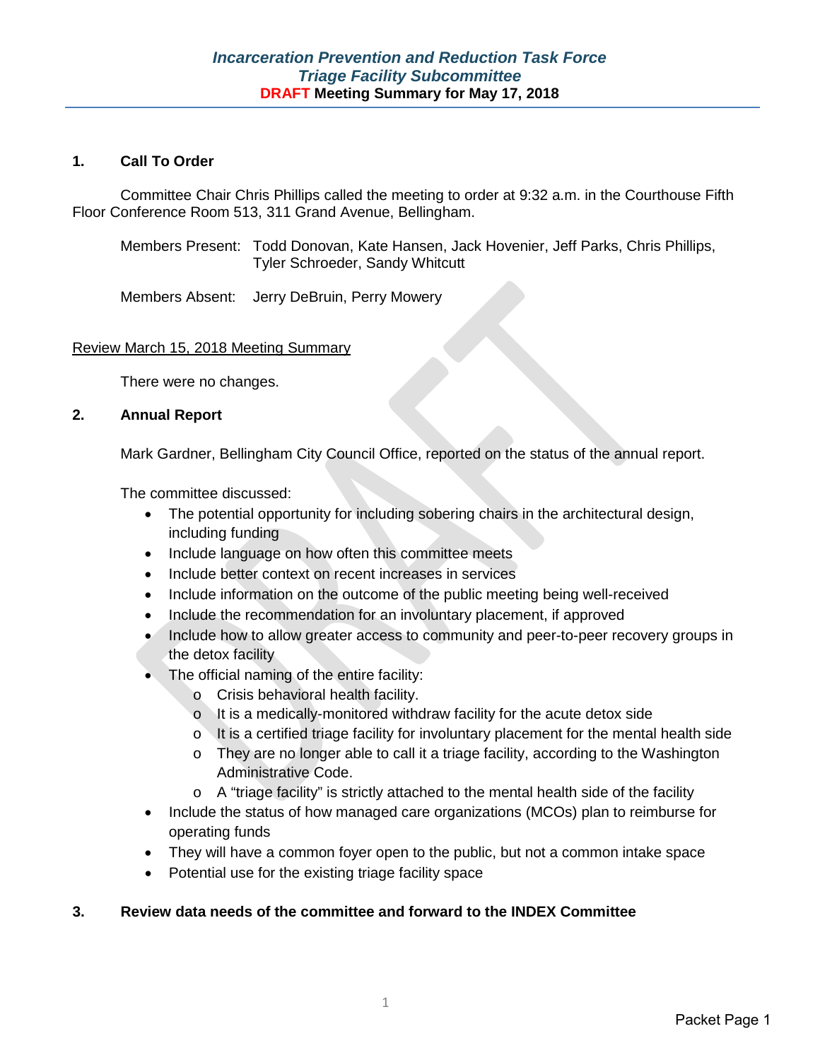# *Incarceration Prevention and Reduction Task Force*
## *Triage Facility Subcommittee*
### DRAFT Meeting Summary for May 17, 2018

**1. Call To Order**

Committee Chair Chris Phillips called the meeting to order at 9:32 a.m. in the Courthouse Fifth Floor Conference Room 513, 311 Grand Avenue, Bellingham.

Members Present: Todd Donovan, Kate Hansen, Jack Hovenier, Jeff Parks, Chris Phillips, Tyler Schroeder, Sandy Whitcutt

Members Absent: Jerry DeBruin, Perry Mowery

Review March 15, 2018 Meeting Summary

There were no changes.

**2. Annual Report**

Mark Gardner, Bellingham City Council Office, reported on the status of the annual report.

The committee discussed:

- The potential opportunity for including sobering chairs in the architectural design, including funding
- Include language on how often this committee meets
- Include better context on recent increases in services
- Include information on the outcome of the public meeting being well-received
- Include the recommendation for an involuntary placement, if approved
- Include how to allow greater access to community and peer-to-peer recovery groups in the detox facility
- The official naming of the entire facility:
  - Crisis behavioral health facility.
  - It is a medically-monitored withdraw facility for the acute detox side
  - It is a certified triage facility for involuntary placement for the mental health side
  - They are no longer able to call it a triage facility, according to the Washington Administrative Code.
  - A "triage facility" is strictly attached to the mental health side of the facility
- Include the status of how managed care organizations (MCOs) plan to reimburse for operating funds
- They will have a common foyer open to the public, but not a common intake space
- Potential use for the existing triage facility space

**3. Review data needs of the committee and forward to the INDEX Committee**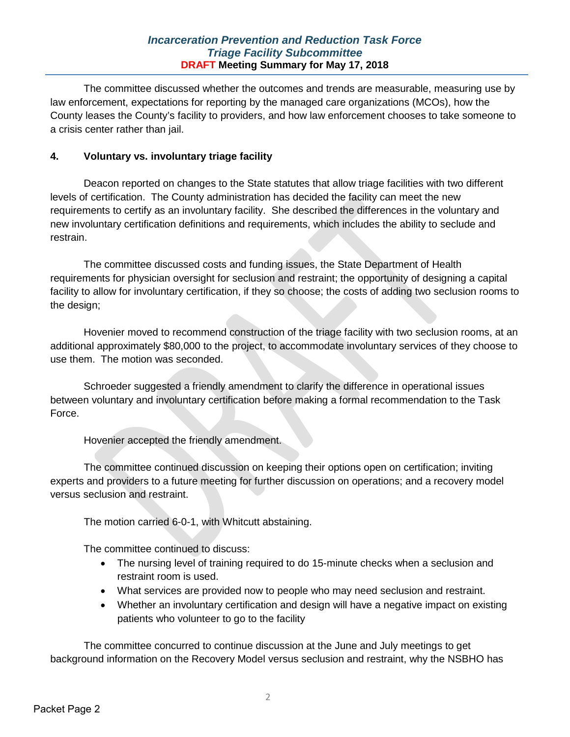The committee discussed whether the outcomes and trends are measurable, measuring use by law enforcement, expectations for reporting by the managed care organizations (MCOs), how the County leases the County's facility to providers, and how law enforcement chooses to take someone to a crisis center rather than jail.

**4. Voluntary vs. involuntary triage facility**

Deacon reported on changes to the State statutes that allow triage facilities with two different levels of certification. The County administration has decided the facility can meet the new requirements to certify as an involuntary facility. She described the differences in the voluntary and new involuntary certification definitions and requirements, which includes the ability to seclude and restrain.

The committee discussed costs and funding issues, the State Department of Health requirements for physician oversight for seclusion and restraint; the opportunity of designing a capital facility to allow for involuntary certification, if they so choose; the costs of adding two seclusion rooms to the design;

Hovenier moved to recommend construction of the triage facility with two seclusion rooms, at an additional approximately $80,000 to the project, to accommodate involuntary services of they choose to use them. The motion was seconded.

Schroeder suggested a friendly amendment to clarify the difference in operational issues between voluntary and involuntary certification before making a formal recommendation to the Task Force.

Hovenier accepted the friendly amendment.

The committee continued discussion on keeping their options open on certification; inviting experts and providers to a future meeting for further discussion on operations; and a recovery model versus seclusion and restraint.

The motion carried 6-0-1, with Whitcutt abstaining.

The committee continued to discuss:

- The nursing level of training required to do 15-minute checks when a seclusion and restraint room is used.
- What services are provided now to people who may need seclusion and restraint.
- Whether an involuntary certification and design will have a negative impact on existing patients who volunteer to go to the facility

The committee concurred to continue discussion at the June and July meetings to get background information on the Recovery Model versus seclusion and restraint, why the NSBHO has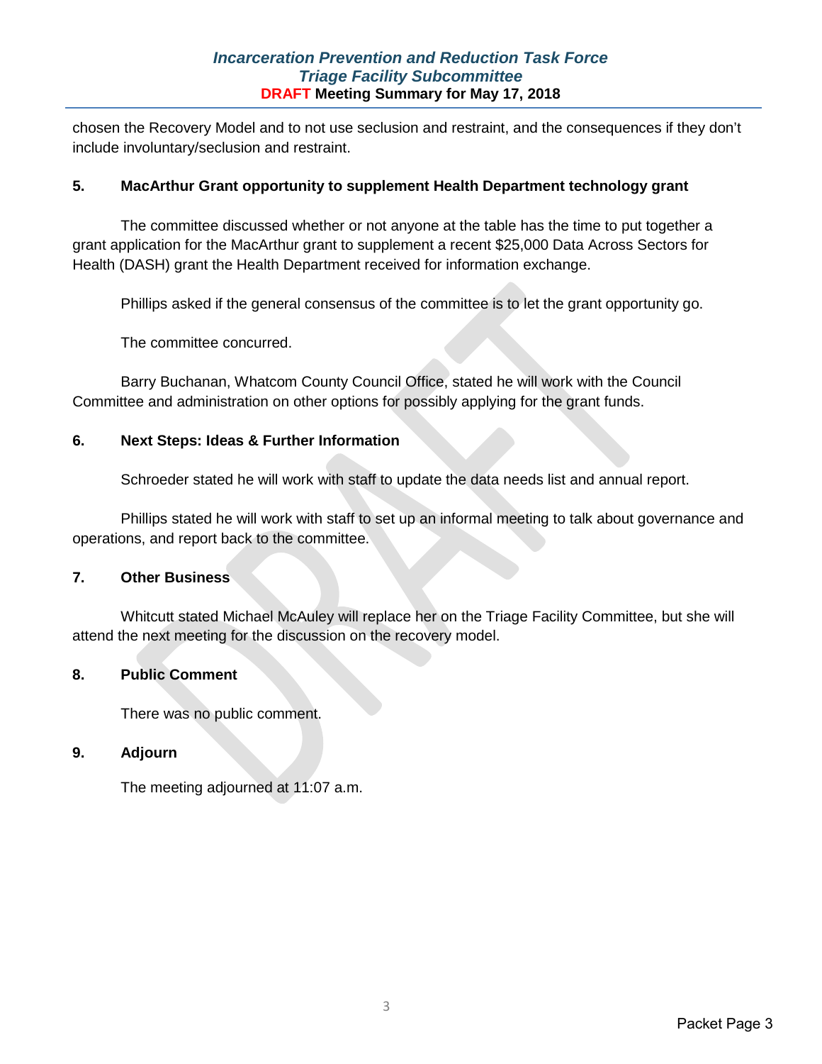chosen the Recovery Model and to not use seclusion and restraint, and the consequences if they don't include involuntary/seclusion and restraint.

### 5. MacArthur Grant opportunity to supplement Health Department technology grant

The committee discussed whether or not anyone at the table has the time to put together a grant application for the MacArthur grant to supplement a recent $25,000 Data Across Sectors for Health (DASH) grant the Health Department received for information exchange.

Phillips asked if the general consensus of the committee is to let the grant opportunity go.

The committee concurred.

Barry Buchanan, Whatcom County Council Office, stated he will work with the Council Committee and administration on other options for possibly applying for the grant funds.

### 6. Next Steps: Ideas & Further Information

Schroeder stated he will work with staff to update the data needs list and annual report.

Phillips stated he will work with staff to set up an informal meeting to talk about governance and operations, and report back to the committee.

### 7. Other Business

Whitcutt stated Michael McAuley will replace her on the Triage Facility Committee, but she will attend the next meeting for the discussion on the recovery model.

### 8. Public Comment

There was no public comment.

### 9. Adjourn

The meeting adjourned at 11:07 a.m.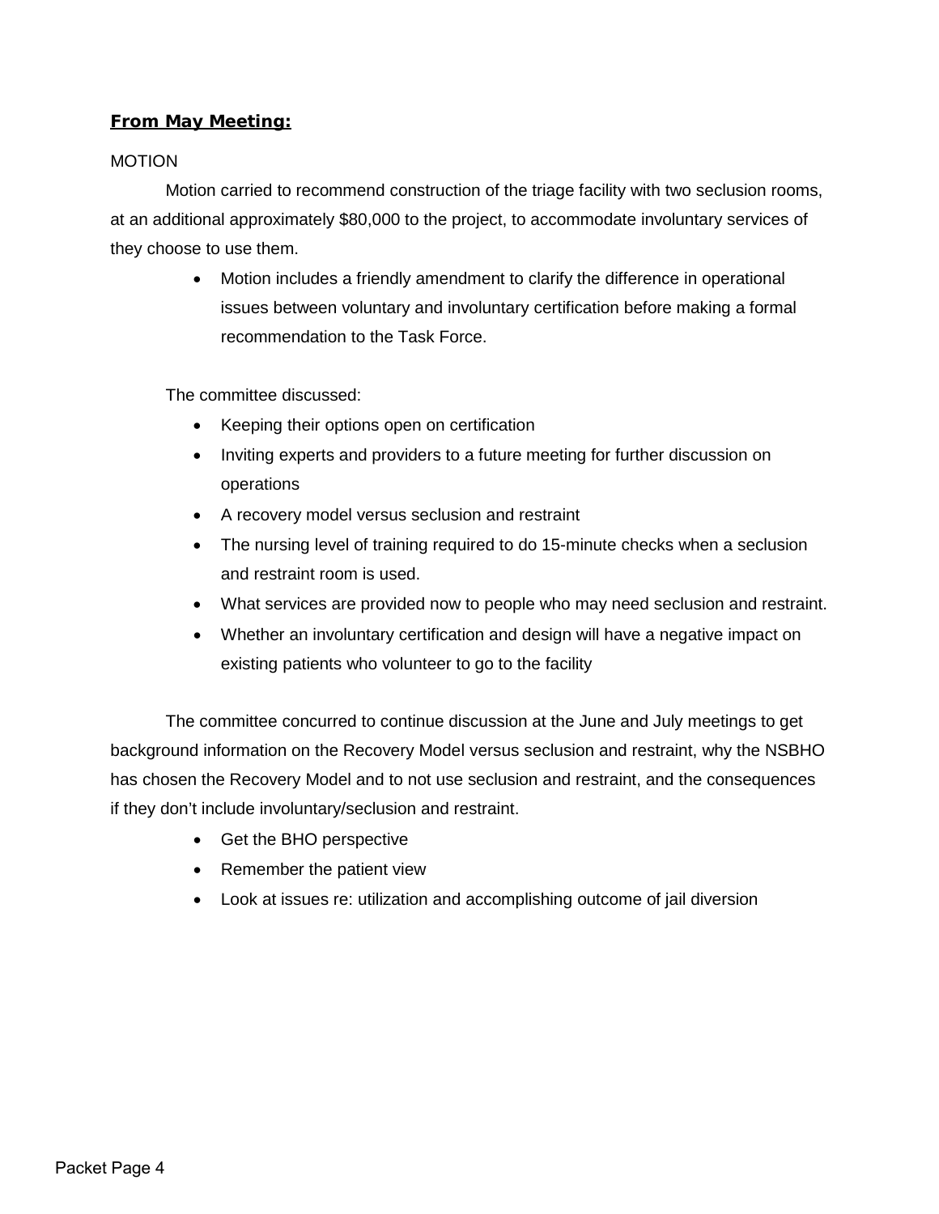**From May Meeting:**

MOTION

Motion carried to recommend construction of the triage facility with two seclusion rooms, at an additional approximately $80,000 to the project, to accommodate involuntary services of they choose to use them.

- Motion includes a friendly amendment to clarify the difference in operational issues between voluntary and involuntary certification before making a formal recommendation to the Task Force.

The committee discussed:

- Keeping their options open on certification
- Inviting experts and providers to a future meeting for further discussion on operations
- A recovery model versus seclusion and restraint
- The nursing level of training required to do 15-minute checks when a seclusion and restraint room is used.
- What services are provided now to people who may need seclusion and restraint.
- Whether an involuntary certification and design will have a negative impact on existing patients who volunteer to go to the facility

The committee concurred to continue discussion at the June and July meetings to get background information on the Recovery Model versus seclusion and restraint, why the NSBHO has chosen the Recovery Model and to not use seclusion and restraint, and the consequences if they don't include involuntary/seclusion and restraint.

- Get the BHO perspective
- Remember the patient view
- Look at issues re: utilization and accomplishing outcome of jail diversion